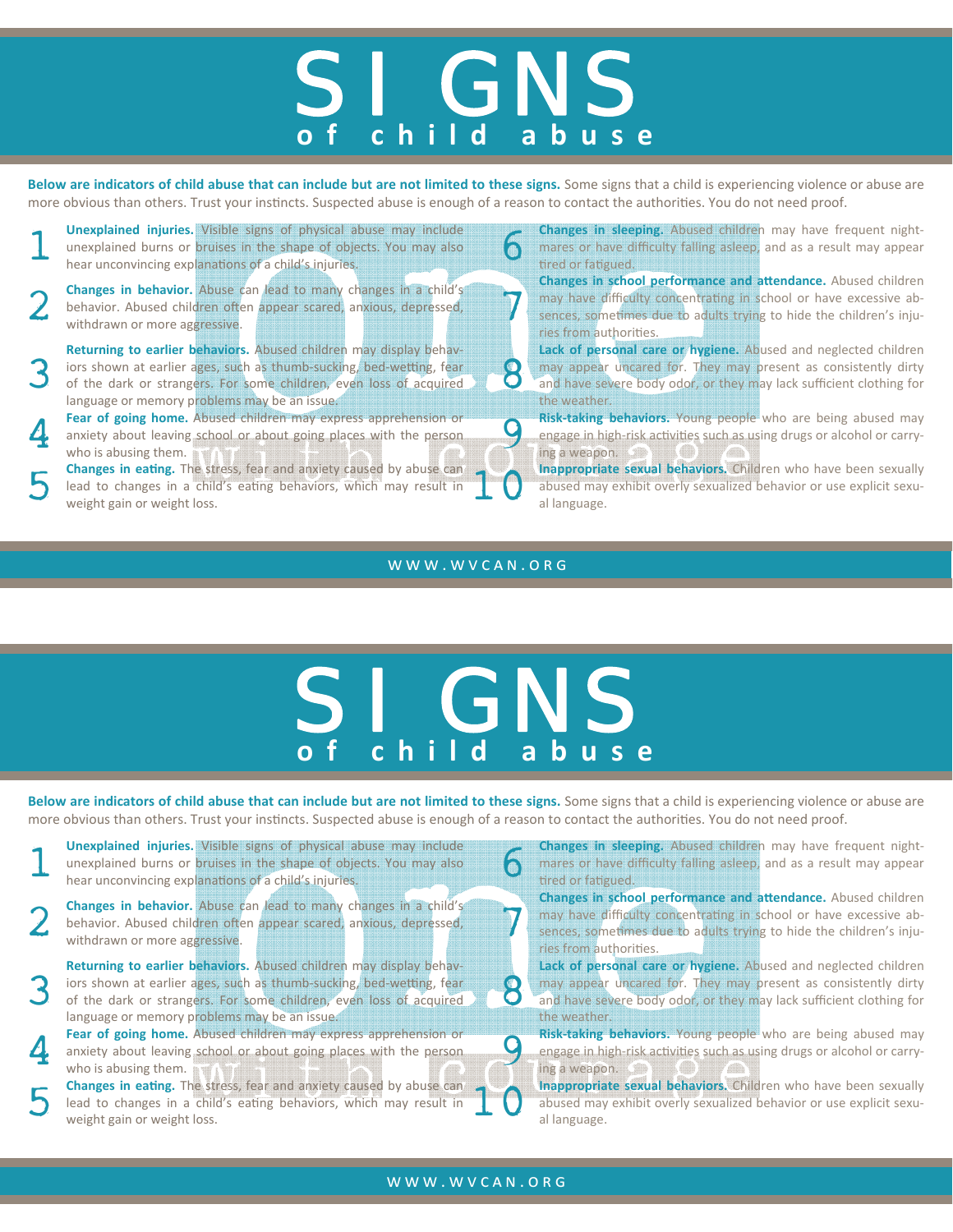# SIGNS
## of child abuse

**Below are indicators of child abuse that can include but are not limited to these signs.** Some signs that a child is experiencing violence or abuse are more obvious than others. Trust your instincts. Suspected abuse is enough of a reason to contact the authorities. You do not need proof.

1. **Unexplained injuries.** Visible signs of physical abuse may include unexplained burns or bruises in the shape of objects. You may also hear unconvincing explanations of a child's injuries.
2. **Changes in behavior.** Abuse can lead to many changes in a child's behavior. Abused children often appear scared, anxious, depressed, withdrawn or more aggressive.
3. **Returning to earlier behaviors.** Abused children may display behaviors shown at earlier ages, such as thumb-sucking, bed-wetting, fear of the dark or strangers. For some children, even loss of acquired language or memory problems may be an issue.
4. **Fear of going home.** Abused children may express apprehension or anxiety about leaving school or about going places with the person who is abusing them.
5. **Changes in eating.** The stress, fear and anxiety caused by abuse can lead to changes in a child's eating behaviors, which may result in weight gain or weight loss.
6. **Changes in sleeping.** Abused children may have frequent nightmares or have difficulty falling asleep, and as a result may appear tired or fatigued.
7. **Changes in school performance and attendance.** Abused children may have difficulty concentrating in school or have excessive absences, sometimes due to adults trying to hide the children's injuries from authorities.
8. **Lack of personal care or hygiene.** Abused and neglected children may appear uncared for. They may present as consistently dirty and have severe body odor, or they may lack sufficient clothing for the weather.
9. **Risk-taking behaviors.** Young people who are being abused may engage in high-risk activities such as using drugs or alcohol or carrying a weapon.
10. **Inappropriate sexual behaviors.** Children who have been sexually abused may exhibit overly sexualized behavior or use explicit sexual language.

one with courage

WWW.WVCAN.ORG

# SIGNS
## of child abuse

**Below are indicators of child abuse that can include but are not limited to these signs.** Some signs that a child is experiencing violence or abuse are more obvious than others. Trust your instincts. Suspected abuse is enough of a reason to contact the authorities. You do not need proof.

1. **Unexplained injuries.** Visible signs of physical abuse may include unexplained burns or bruises in the shape of objects. You may also hear unconvincing explanations of a child's injuries.
2. **Changes in behavior.** Abuse can lead to many changes in a child's behavior. Abused children often appear scared, anxious, depressed, withdrawn or more aggressive.
3. **Returning to earlier behaviors.** Abused children may display behaviors shown at earlier ages, such as thumb-sucking, bed-wetting, fear of the dark or strangers. For some children, even loss of acquired language or memory problems may be an issue.
4. **Fear of going home.** Abused children may express apprehension or anxiety about leaving school or about going places with the person who is abusing them.
5. **Changes in eating.** The stress, fear and anxiety caused by abuse can lead to changes in a child's eating behaviors, which may result in weight gain or weight loss.
6. **Changes in sleeping.** Abused children may have frequent nightmares or have difficulty falling asleep, and as a result may appear tired or fatigued.
7. **Changes in school performance and attendance.** Abused children may have difficulty concentrating in school or have excessive absences, sometimes due to adults trying to hide the children's injuries from authorities.
8. **Lack of personal care or hygiene.** Abused and neglected children may appear uncared for. They may present as consistently dirty and have severe body odor, or they may lack sufficient clothing for the weather.
9. **Risk-taking behaviors.** Young people who are being abused may engage in high-risk activities such as using drugs or alcohol or carrying a weapon.
10. **Inappropriate sexual behaviors.** Children who have been sexually abused may exhibit overly sexualized behavior or use explicit sexual language.

one with courage

WWW.WVCAN.ORG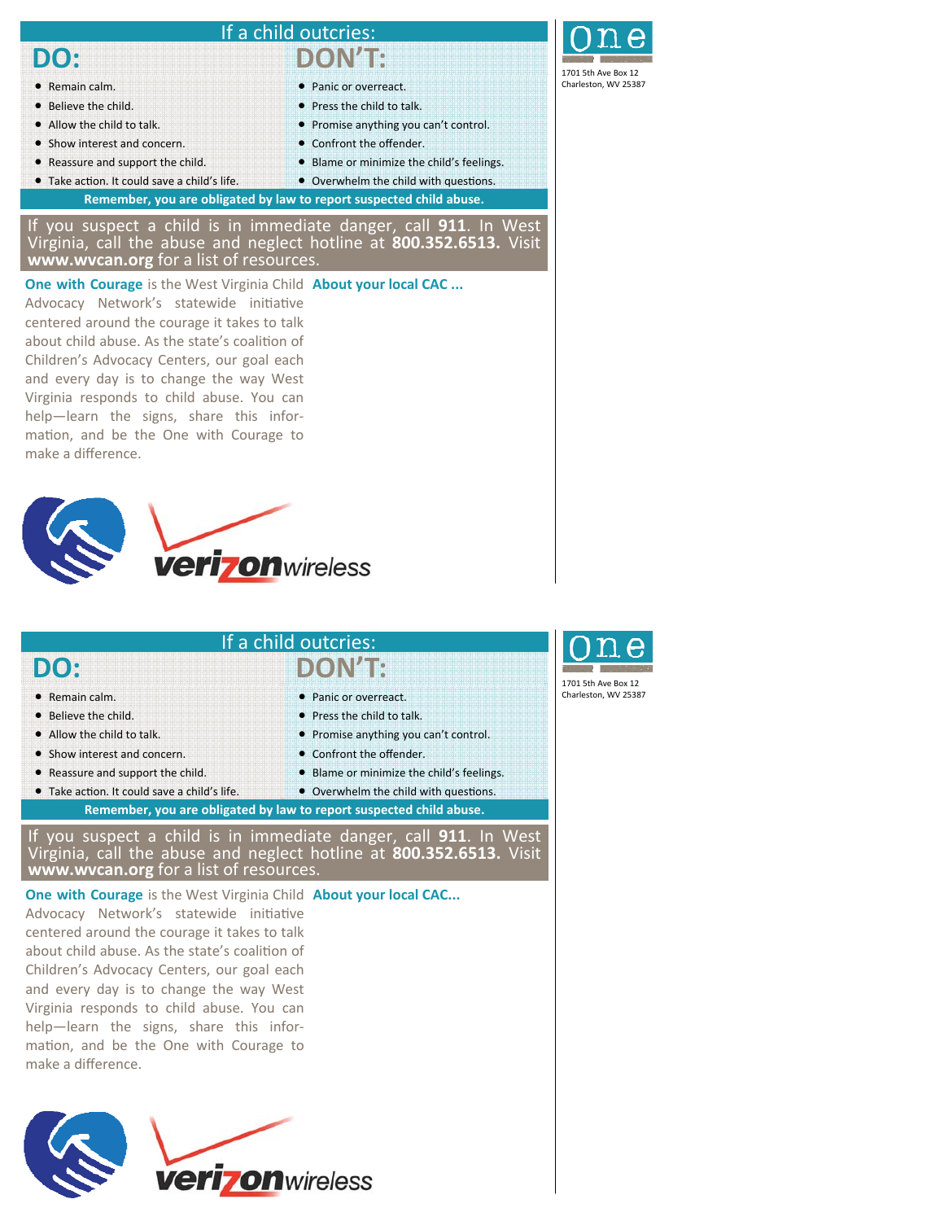If a child outcries:

## DO:

- Remain calm.
- Believe the child.
- Allow the child to talk.
- Show interest and concern.
- Reassure and support the child.
- Take action. It could save a child's life.

## DON'T:

- Panic or overreact.
- Press the child to talk.
- Promise anything you can't control.
- Confront the offender.
- Blame or minimize the child's feelings.
- Overwhelm the child with questions.

**Remember, you are obligated by law to report suspected child abuse.**

If you suspect a child is in immediate danger, call **911**. In West Virginia, call the abuse and neglect hotline at **800.352.6513.** Visit **www.wvcan.org** for a list of resources.

**One with Courage** is the West Virginia Child Advocacy Network's statewide initiative centered around the courage it takes to talk about child abuse. As the state's coalition of Children's Advocacy Centers, our goal each and every day is to change the way West Virginia responds to child abuse. You can help—learn the signs, share this information, and be the One with Courage to make a difference.

**About your local CAC ...**

verizonwireless

One

1701 5th Ave Box 12
Charleston, WV 25387

---

If a child outcries:

## DO:

- Remain calm.
- Believe the child.
- Allow the child to talk.
- Show interest and concern.
- Reassure and support the child.
- Take action. It could save a child's life.

## DON'T:

- Panic or overreact.
- Press the child to talk.
- Promise anything you can't control.
- Confront the offender.
- Blame or minimize the child's feelings.
- Overwhelm the child with questions.

**Remember, you are obligated by law to report suspected child abuse.**

If you suspect a child is in immediate danger, call **911**. In West Virginia, call the abuse and neglect hotline at **800.352.6513.** Visit **www.wvcan.org** for a list of resources.

**One with Courage** is the West Virginia Child Advocacy Network's statewide initiative centered around the courage it takes to talk about child abuse. As the state's coalition of Children's Advocacy Centers, our goal each and every day is to change the way West Virginia responds to child abuse. You can help—learn the signs, share this information, and be the One with Courage to make a difference.

**About your local CAC...**

verizonwireless

One

1701 5th Ave Box 12
Charleston, WV 25387